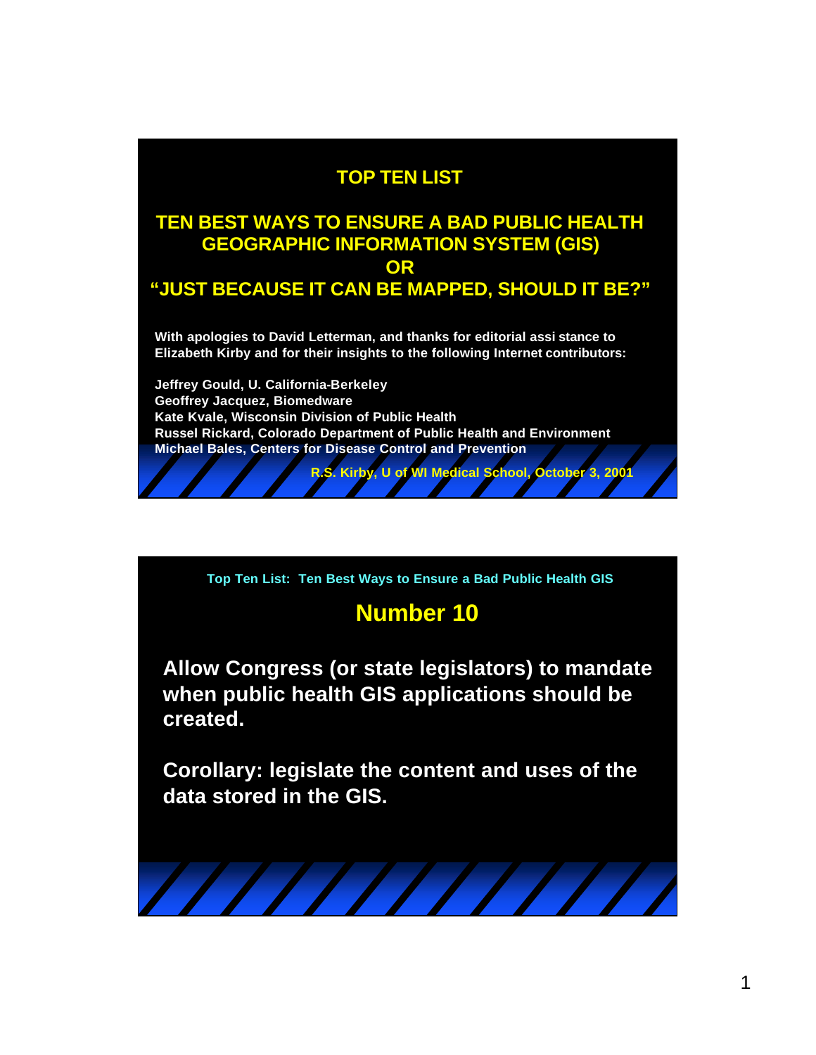# TOP TEN LIST

## TEN BEST WAYS TO ENSURE A BAD PUBLIC HEALTH GEOGRAPHIC INFORMATION SYSTEM (GIS) OR "JUST BECAUSE IT CAN BE MAPPED, SHOULD IT BE?"

**With apologies to David Letterman, and thanks for editorial assi stance to Elizabeth Kirby and for their insights to the following Internet contributors:**

**Jeffrey Gould, U. California-Berkeley**
**Geoffrey Jacquez, Biomedware**
**Kate Kvale, Wisconsin Division of Public Health**
**Russel Rickard, Colorado Department of Public Health and Environment**
**Michael Bales, Centers for Disease Control and Prevention**

**R.S. Kirby, U of WI Medical School, October 3, 2001**

---

Top Ten List: Ten Best Ways to Ensure a Bad Public Health GIS

## Number 10

**Allow Congress (or state legislators) to mandate when public health GIS applications should be created.**

**Corollary: legislate the content and uses of the data stored in the GIS.**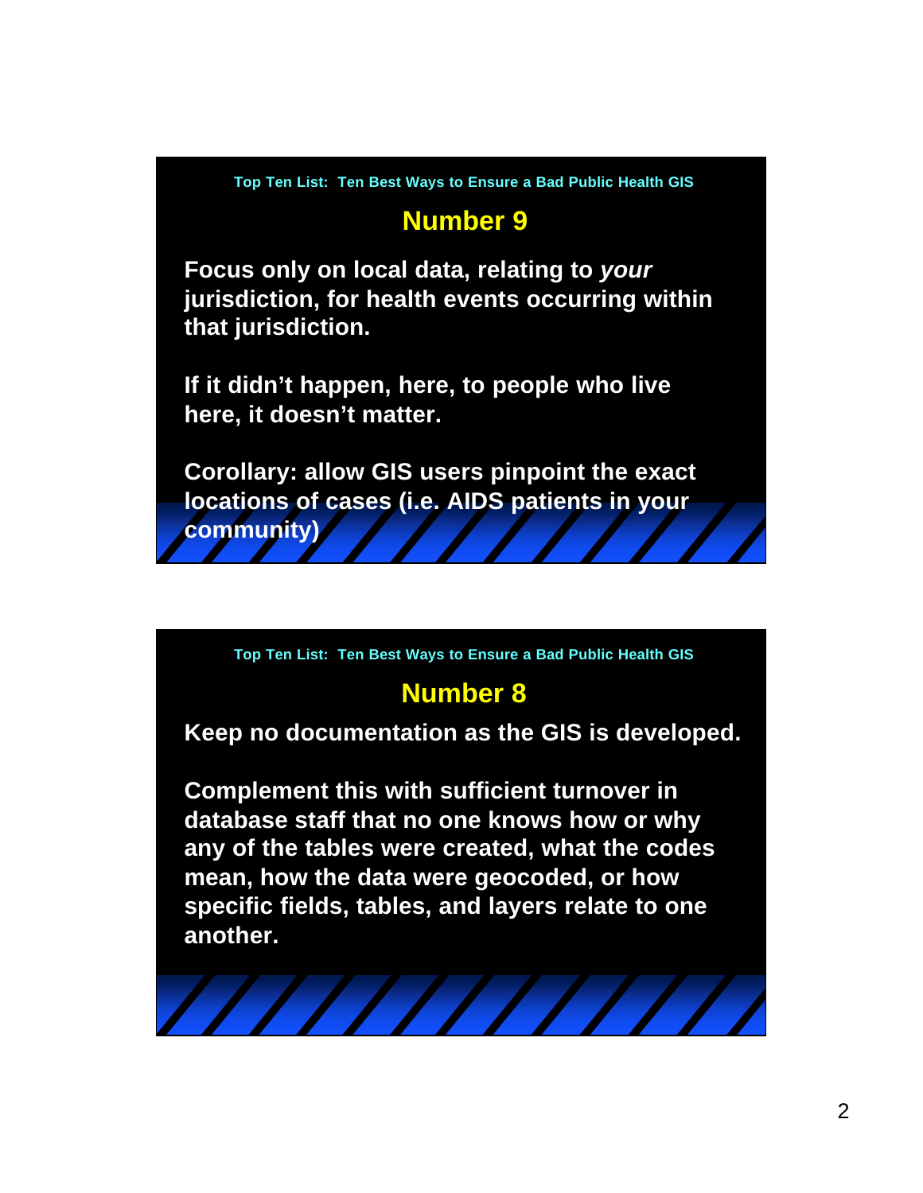Top Ten List: Ten Best Ways to Ensure a Bad Public Health GIS

## Number 9

**Focus only on local data, relating to *your* jurisdiction, for health events occurring within that jurisdiction.**

**If it didn't happen, here, to people who live here, it doesn't matter.**

**Corollary: allow GIS users pinpoint the exact locations of cases (i.e. AIDS patients in your community)**

Top Ten List: Ten Best Ways to Ensure a Bad Public Health GIS

## Number 8

**Keep no documentation as the GIS is developed.**

**Complement this with sufficient turnover in database staff that no one knows how or why any of the tables were created, what the codes mean, how the data were geocoded, or how specific fields, tables, and layers relate to one another.**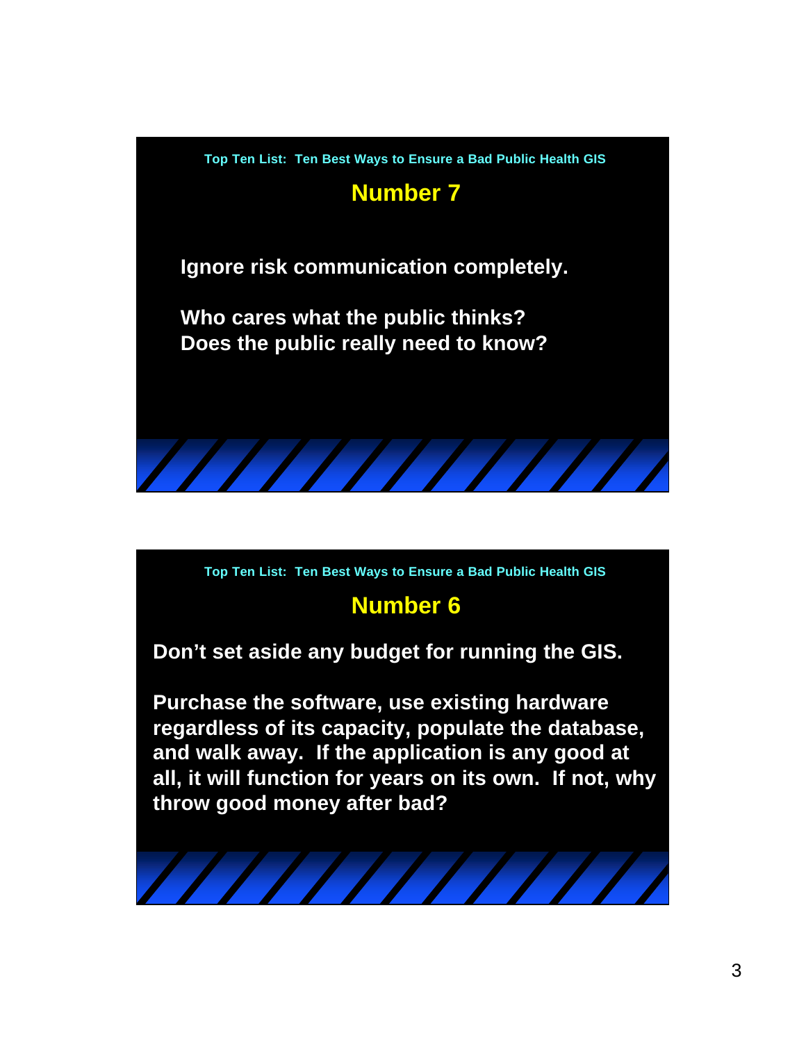Top Ten List: Ten Best Ways to Ensure a Bad Public Health GIS

## Number 7

**Ignore risk communication completely.**

**Who cares what the public thinks?**
**Does the public really need to know?**

Top Ten List: Ten Best Ways to Ensure a Bad Public Health GIS

## Number 6

**Don't set aside any budget for running the GIS.**

**Purchase the software, use existing hardware regardless of its capacity, populate the database, and walk away. If the application is any good at all, it will function for years on its own. If not, why throw good money after bad?**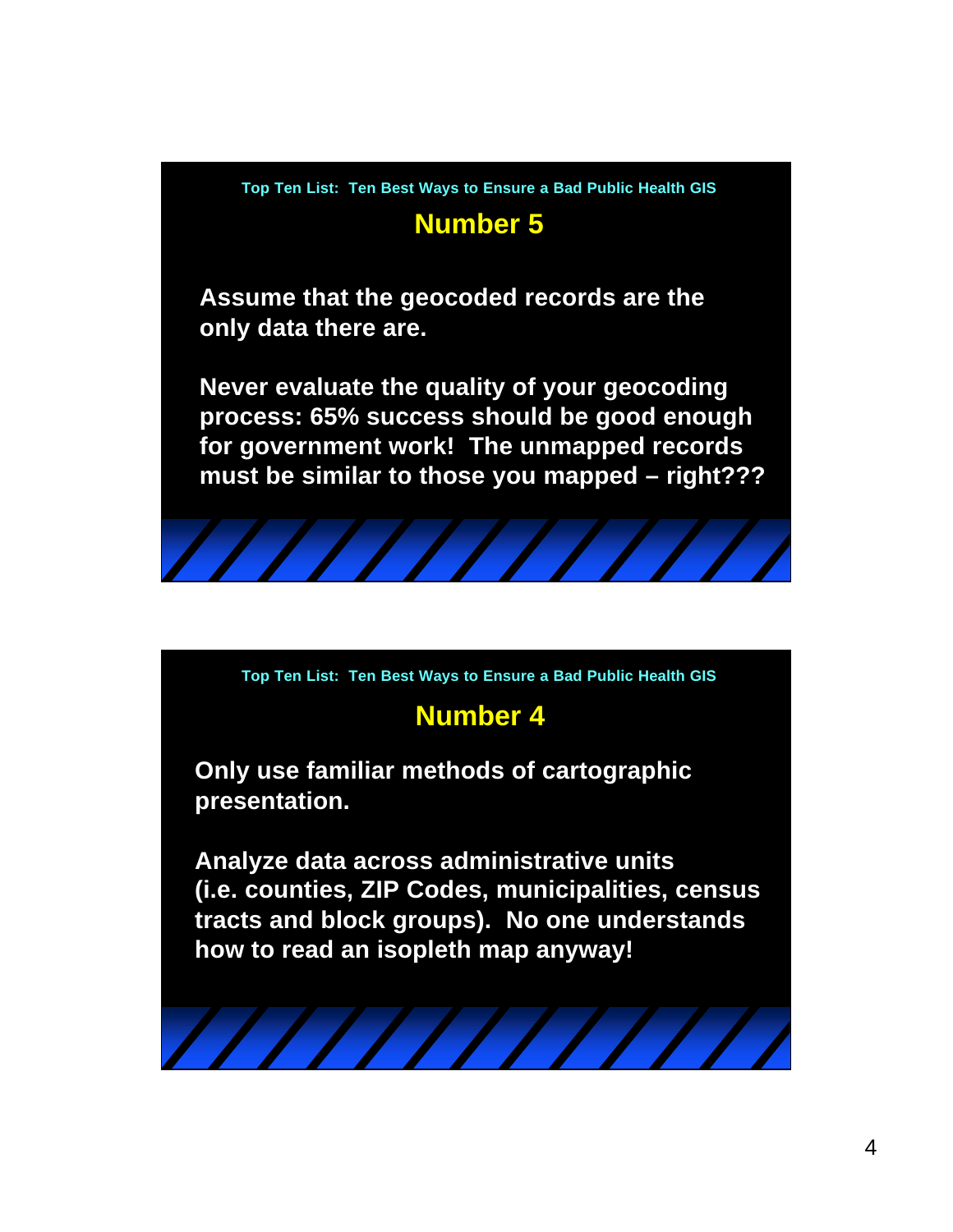Top Ten List: Ten Best Ways to Ensure a Bad Public Health GIS

## Number 5

**Assume that the geocoded records are the only data there are.**

**Never evaluate the quality of your geocoding process: 65% success should be good enough for government work! The unmapped records must be similar to those you mapped – right???**

Top Ten List: Ten Best Ways to Ensure a Bad Public Health GIS

## Number 4

**Only use familiar methods of cartographic presentation.**

**Analyze data across administrative units (i.e. counties, ZIP Codes, municipalities, census tracts and block groups). No one understands how to read an isopleth map anyway!**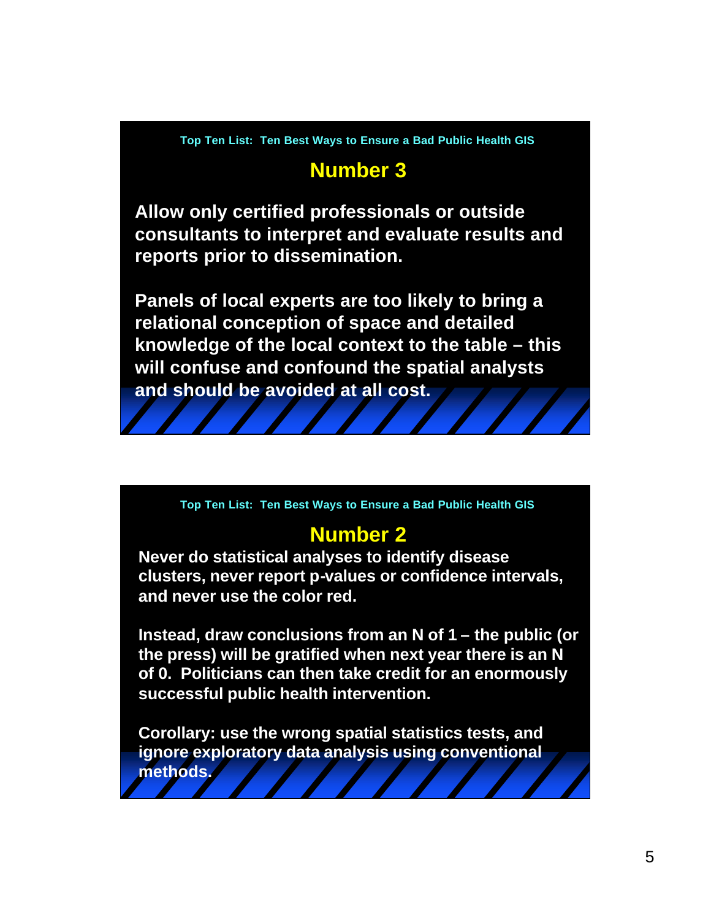Top Ten List: Ten Best Ways to Ensure a Bad Public Health GIS

## Number 3

**Allow only certified professionals or outside consultants to interpret and evaluate results and reports prior to dissemination.**

**Panels of local experts are too likely to bring a relational conception of space and detailed knowledge of the local context to the table – this will confuse and confound the spatial analysts and should be avoided at all cost.**

Top Ten List: Ten Best Ways to Ensure a Bad Public Health GIS

## Number 2

**Never do statistical analyses to identify disease clusters, never report p-values or confidence intervals, and never use the color red.**

**Instead, draw conclusions from an N of 1 – the public (or the press) will be gratified when next year there is an N of 0. Politicians can then take credit for an enormously successful public health intervention.**

**Corollary: use the wrong spatial statistics tests, and ignore exploratory data analysis using conventional methods.**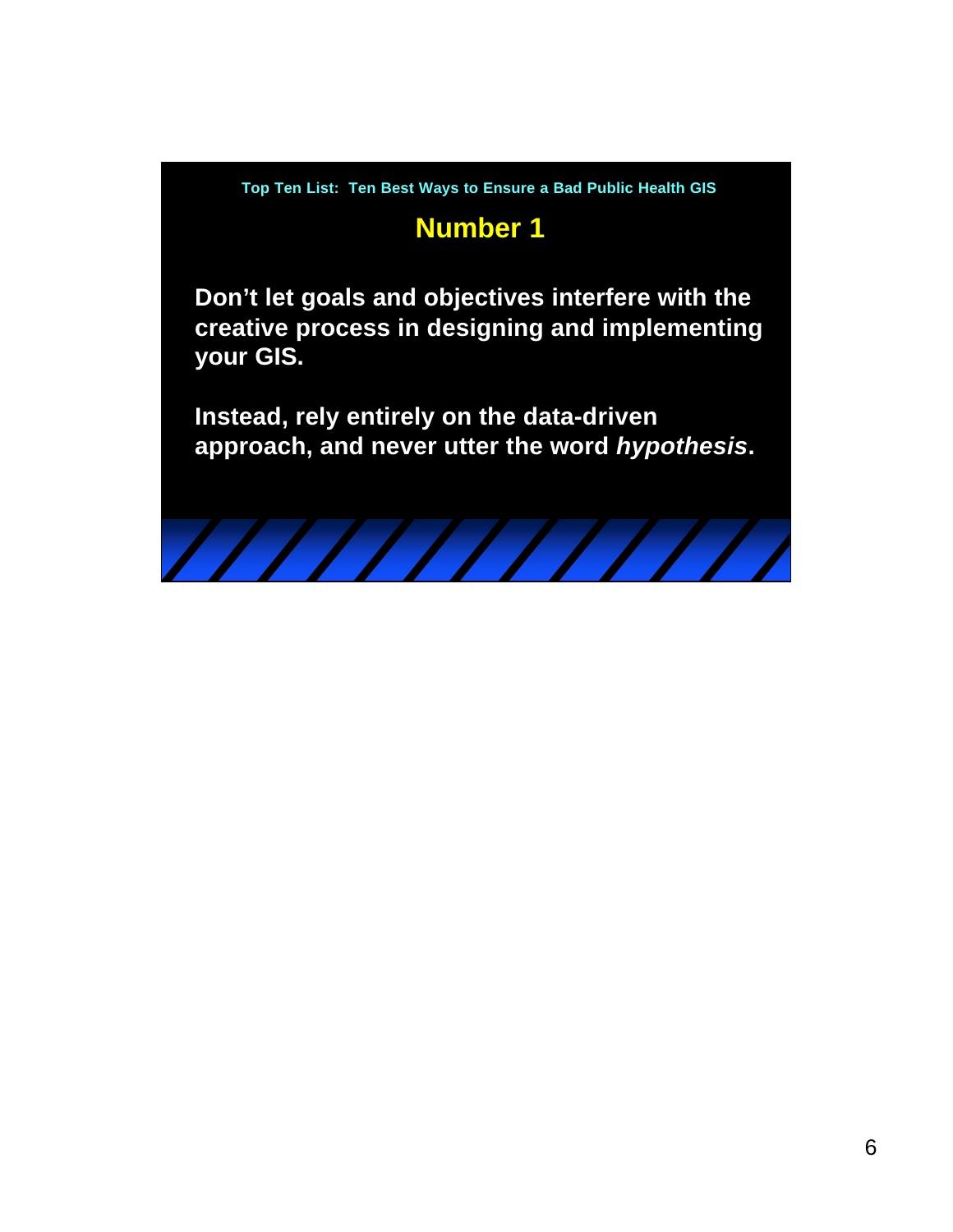Top Ten List: Ten Best Ways to Ensure a Bad Public Health GIS

## Number 1

**Don’t let goals and objectives interfere with the creative process in designing and implementing your GIS.**

**Instead, rely entirely on the data-driven approach, and never utter the word *hypothesis*.**